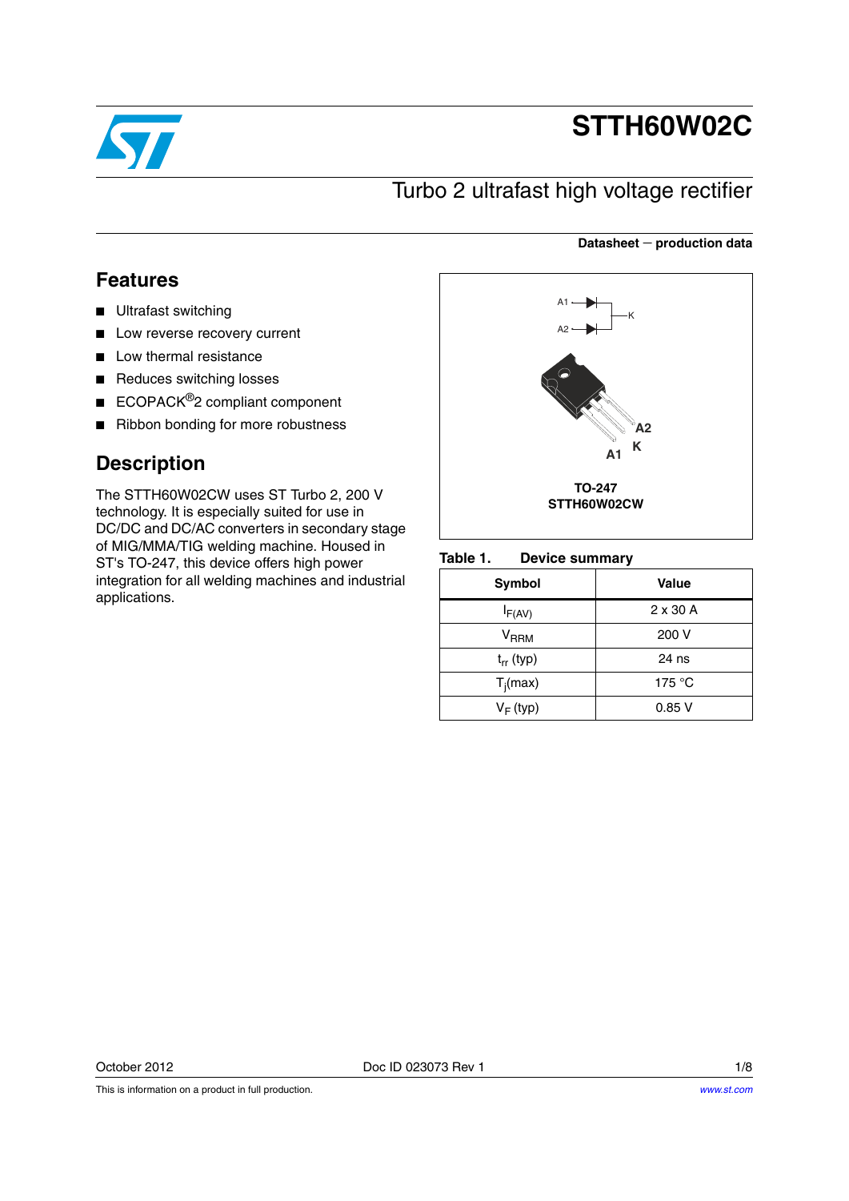# STTH60W02C

## Turbo 2 ultrafast high voltage rectifier

**Datasheet — production data**

## Features

- Ultrafast switching
- Low reverse recovery current
- Low thermal resistance
- Reduces switching losses
- ECOPACK®2 compliant component
- Ribbon bonding for more robustness

## Description

The STTH60W02CW uses ST Turbo 2, 200 V technology. It is especially suited for use in DC/DC and DC/AC converters in secondary stage of MIG/MMA/TIG welding machine. Housed in ST's TO-247, this device offers high power integration for all welding machines and industrial applications.

A1 A2 K

**TO-247**
**STTH60W02CW**

**Table 1. Device summary**

| Symbol | Value |
|---|---|
| $I_{F(AV)}$ | 2 x 30 A |
| $V_{RRM}$ | 200 V |
| $t_{rr}$ (typ) | 24 ns |
| $T_j$(max) | 175 °C |
| $V_F$ (typ) | 0.85 V |

October 2012 Doc ID 023073 Rev 1

This is information on a product in full production.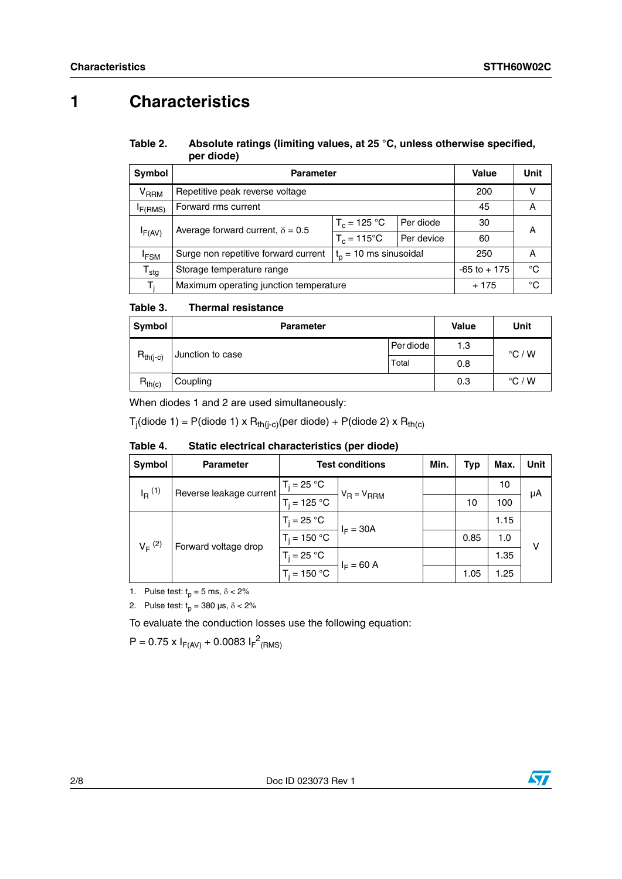# 1 Characteristics

**Table 2. Absolute ratings (limiting values, at 25 °C, unless otherwise specified, per diode)**

| Symbol | Parameter | | | Value | Unit |
|---|---|---|---|---|---|
| $V_{RRM}$ | Repetitive peak reverse voltage | | | 200 | V |
| $I_{F(RMS)}$ | Forward rms current | | | 45 | A |
| $I_{F(AV)}$ | Average forward current, $\delta$ = 0.5 | $T_c$ = 125 °C | Per diode | 30 | A |
| | | $T_c$ = 115°C | Per device | 60 | |
| $I_{FSM}$ | Surge non repetitive forward current | $t_p$ = 10 ms sinusoidal | | 250 | A |
| $T_{stg}$ | Storage temperature range | | | -65 to + 175 | °C |
| $T_j$ | Maximum operating junction temperature | | | + 175 | °C |

**Table 3. Thermal resistance**

| Symbol | Parameter | | Value | Unit |
|---|---|---|---|---|
| $R_{th(j-c)}$ | Junction to case | Per diode | 1.3 | °C / W |
| | | Total | 0.8 | |
| $R_{th(c)}$ | Coupling | | 0.3 | °C / W |

When diodes 1 and 2 are used simultaneously:

$T_j$(diode 1) = P(diode 1) x $R_{th(j-c)}$(per diode) + P(diode 2) x $R_{th(c)}$

**Table 4. Static electrical characteristics (per diode)**

| Symbol | Parameter | Test conditions | | Min. | Typ | Max. | Unit |
|---|---|---|---|---|---|---|---|
| $I_R$ (1) | Reverse leakage current | $T_j$ = 25 °C | $V_R = V_{RRM}$ | | | 10 | µA |
| | | $T_j$ = 125 °C | | | 10 | 100 | |
| $V_F$ (2) | Forward voltage drop | $T_j$ = 25 °C | $I_F$ = 30A | | | 1.15 | V |
| | | $T_j$ = 150 °C | | | 0.85 | 1.0 | |
| | | $T_j$ = 25 °C | $I_F$ = 60 A | | | 1.35 | |
| | | $T_j$ = 150 °C | | | 1.05 | 1.25 | |

1. Pulse test: $t_p$ = 5 ms, $\delta$ < 2%
2. Pulse test: $t_p$ = 380 µs, $\delta$ < 2%

To evaluate the conduction losses use the following equation:

$P = 0.75 \times I_{F(AV)} + 0.0083\ I_{F}^{2}{}_{(RMS)}$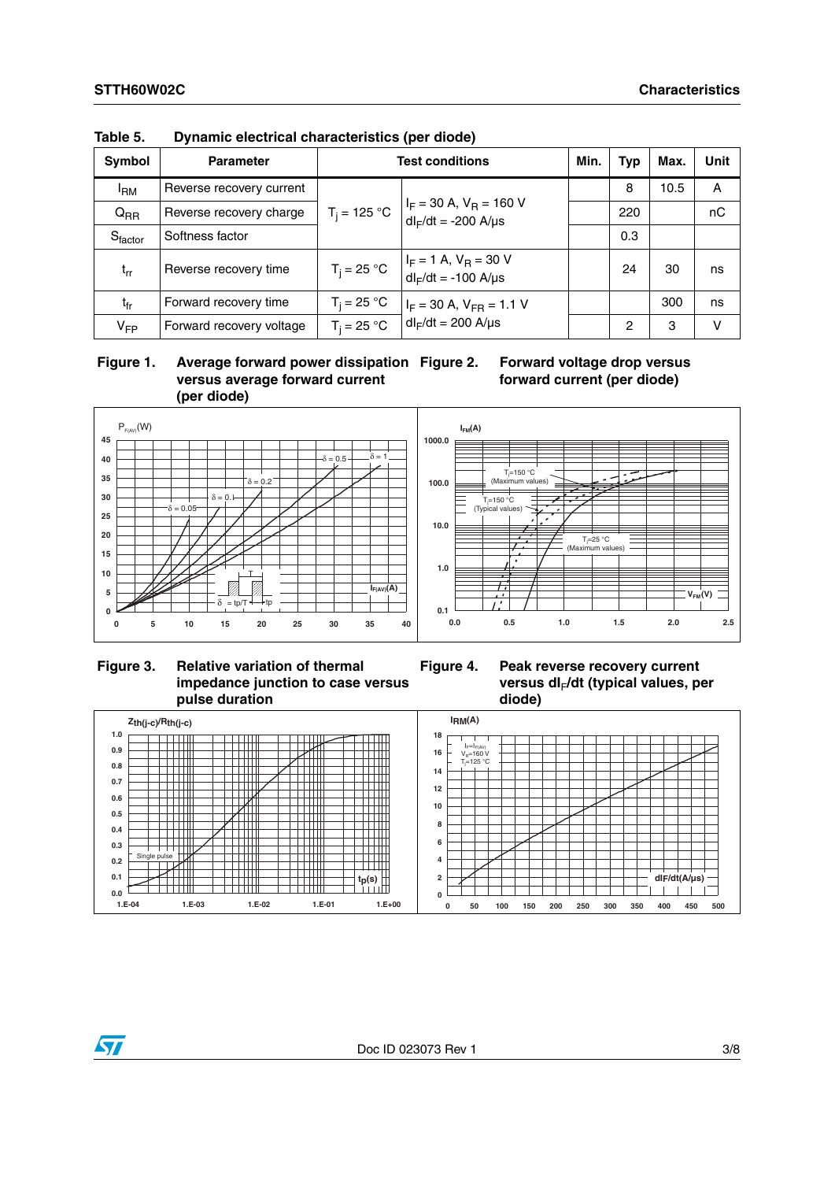Table 5. Dynamic electrical characteristics (per diode)

| Symbol | Parameter | Test conditions | | Min. | Typ | Max. | Unit |
|---|---|---|---|---|---|---|---|
| $I_{RM}$ | Reverse recovery current | $T_j = 125\ °C$ | $I_F = 30\ A$, $V_R = 160\ V$ $dI_F/dt = -200\ A/µs$ | | 8 | 10.5 | A |
| $Q_{RR}$ | Reverse recovery charge | | | | 220 | | nC |
| $S_{factor}$ | Softness factor | | | | 0.3 | | |
| $t_{rr}$ | Reverse recovery time | $T_j = 25\ °C$ | $I_F = 1\ A$, $V_R = 30\ V$ $dI_F/dt = -100\ A/µs$ | | 24 | 30 | ns |
| $t_{fr}$ | Forward recovery time | $T_j = 25\ °C$ | $I_F = 30\ A$, $V_{FR} = 1.1\ V$ $dI_F/dt = 200\ A/µs$ | | | 300 | ns |
| $V_{FP}$ | Forward recovery voltage | $T_j = 25\ °C$ | | | 2 | 3 | V |

Figure 1. Average forward power dissipation versus average forward current (per diode)

Figure 2. Forward voltage drop versus forward current (per diode)

Figure 3. Relative variation of thermal impedance junction to case versus pulse duration

Figure 4. Peak reverse recovery current versus $dI_F/dt$ (typical values, per diode)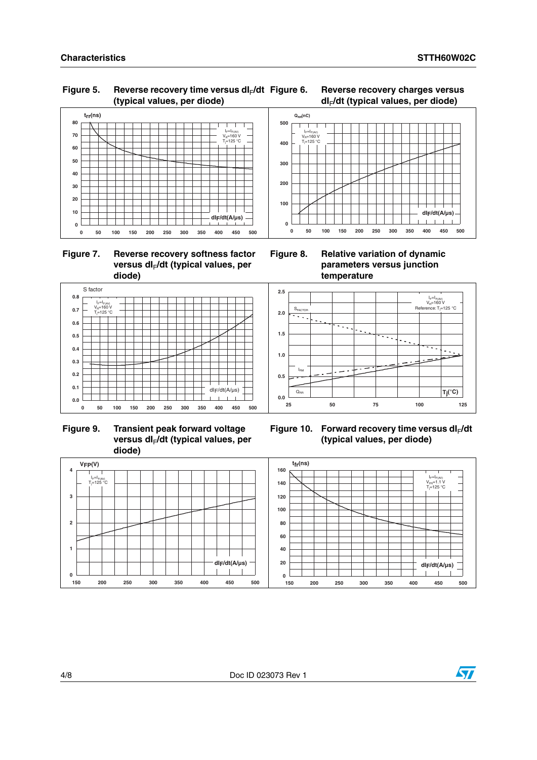**Figure 5. Reverse recovery time versus $dI_F/dt$ (typical values, per diode)**

**Figure 6. Reverse recovery charges versus $dI_F/dt$ (typical values, per diode)**

**Figure 7. Reverse recovery softness factor versus $dI_F/dt$ (typical values, per diode)**

**Figure 8. Relative variation of dynamic parameters versus junction temperature**

**Figure 9. Transient peak forward voltage versus $dI_F/dt$ (typical values, per diode)**

**Figure 10. Forward recovery time versus $dI_F/dt$ (typical values, per diode)**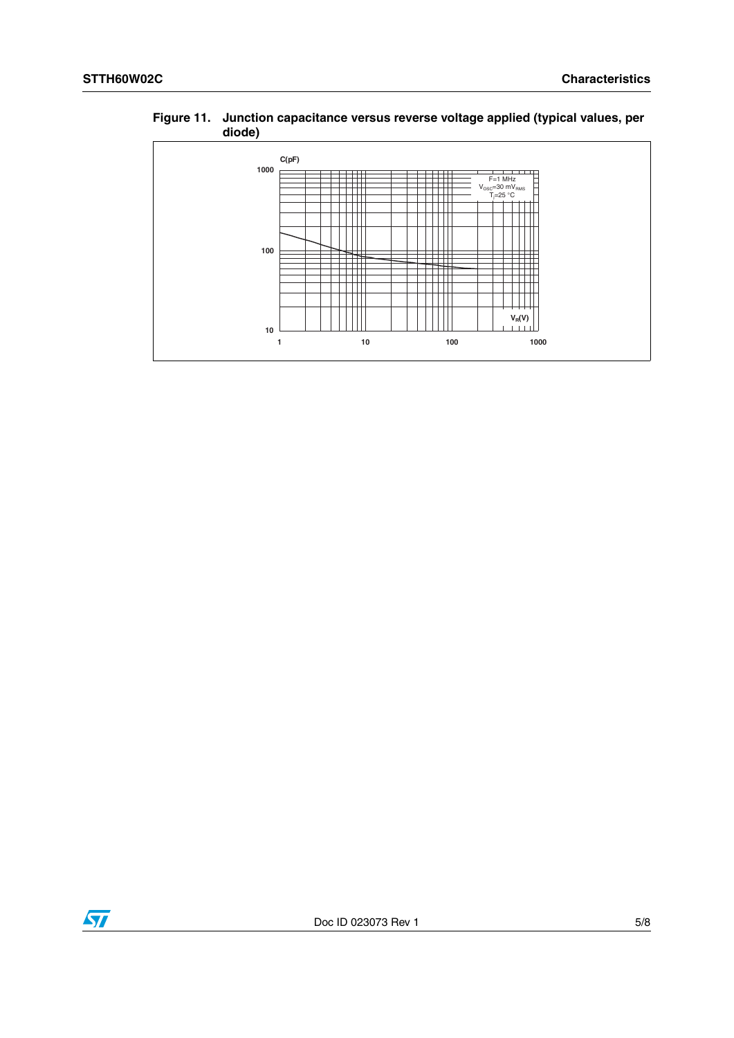Figure 11. Junction capacitance versus reverse voltage applied (typical values, per diode)

C(pF)

1000

100

10

F=1 MHz
$V_{OSC}$=30 $mV_{RMS}$
$T_j$=25 °C

$V_R$(V)

1 10 100 1000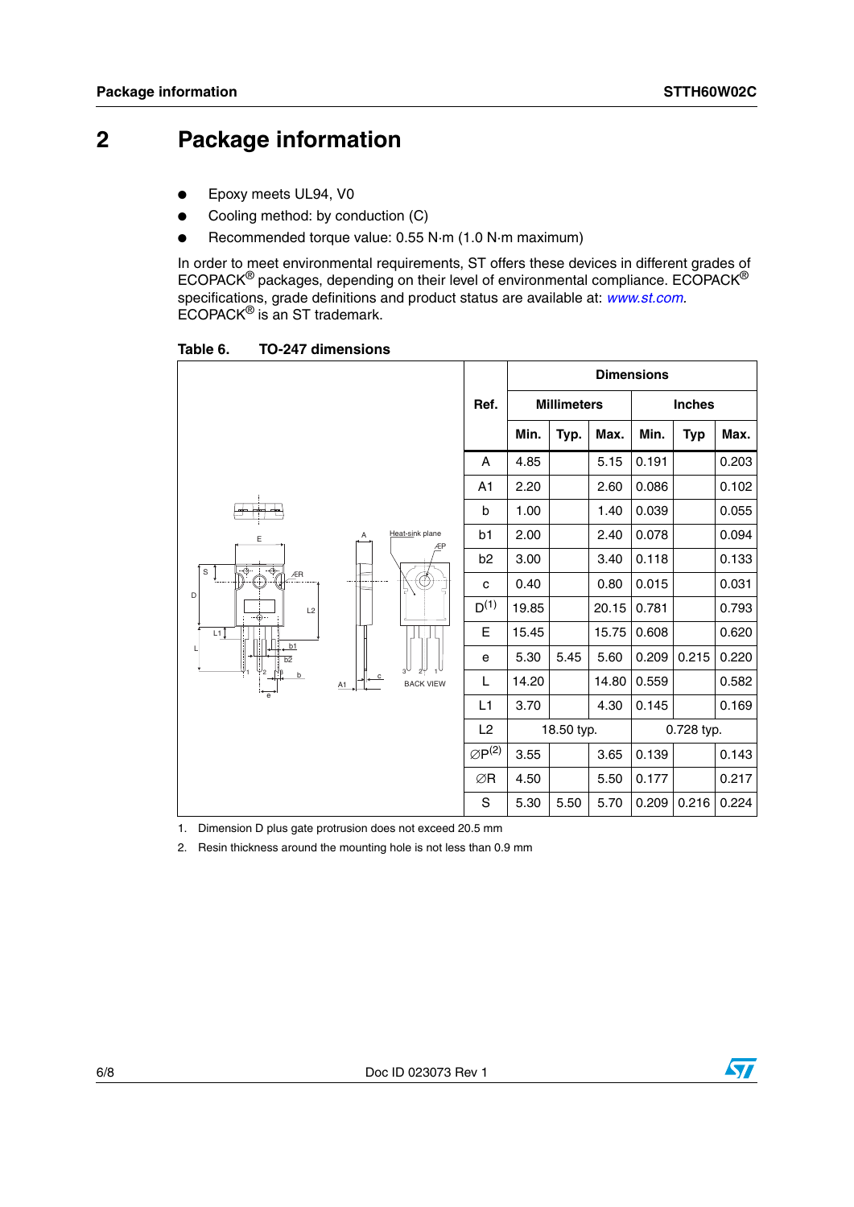# 2 Package information

- Epoxy meets UL94, V0
- Cooling method: by conduction (C)
- Recommended torque value: 0.55 N·m (1.0 N·m maximum)

In order to meet environmental requirements, ST offers these devices in different grades of ECOPACK® packages, depending on their level of environmental compliance. ECOPACK® specifications, grade definitions and product status are available at: *www.st.com*. ECOPACK® is an ST trademark.

**Table 6. TO-247 dimensions**

| Ref. | Dimensions | | | | | |
|---|---|---|---|---|---|---|
| | Millimeters | | | Inches | | |
| | Min. | Typ. | Max. | Min. | Typ | Max. |
| A | 4.85 | | 5.15 | 0.191 | | 0.203 |
| A1 | 2.20 | | 2.60 | 0.086 | | 0.102 |
| b | 1.00 | | 1.40 | 0.039 | | 0.055 |
| b1 | 2.00 | | 2.40 | 0.078 | | 0.094 |
| b2 | 3.00 | | 3.40 | 0.118 | | 0.133 |
| c | 0.40 | | 0.80 | 0.015 | | 0.031 |
| D(1) | 19.85 | | 20.15 | 0.781 | | 0.793 |
| E | 15.45 | | 15.75 | 0.608 | | 0.620 |
| e | 5.30 | 5.45 | 5.60 | 0.209 | 0.215 | 0.220 |
| L | 14.20 | | 14.80 | 0.559 | | 0.582 |
| L1 | 3.70 | | 4.30 | 0.145 | | 0.169 |
| L2 | 18.50 typ. | | | 0.728 typ. | | |
| ∅P(2) | 3.55 | | 3.65 | 0.139 | | 0.143 |
| ∅R | 4.50 | | 5.50 | 0.177 | | 0.217 |
| S | 5.30 | 5.50 | 5.70 | 0.209 | 0.216 | 0.224 |

1. Dimension D plus gate protrusion does not exceed 20.5 mm
2. Resin thickness around the mounting hole is not less than 0.9 mm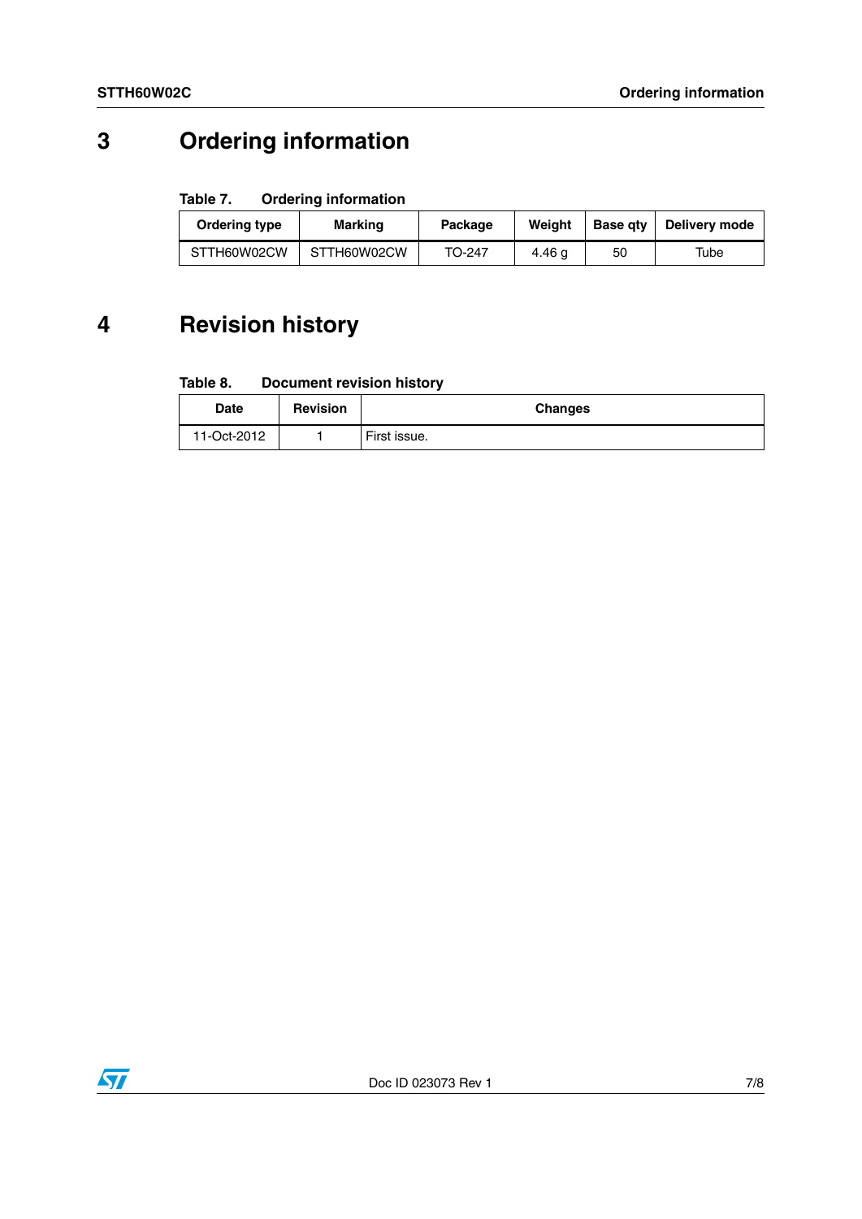# 3 Ordering information

**Table 7. Ordering information**

| Ordering type | Marking | Package | Weight | Base qty | Delivery mode |
|---|---|---|---|---|---|
| STTH60W02CW | STTH60W02CW | TO-247 | 4.46 g | 50 | Tube |

# 4 Revision history

**Table 8. Document revision history**

| Date | Revision | Changes |
|---|---|---|
| 11-Oct-2012 | 1 | First issue. |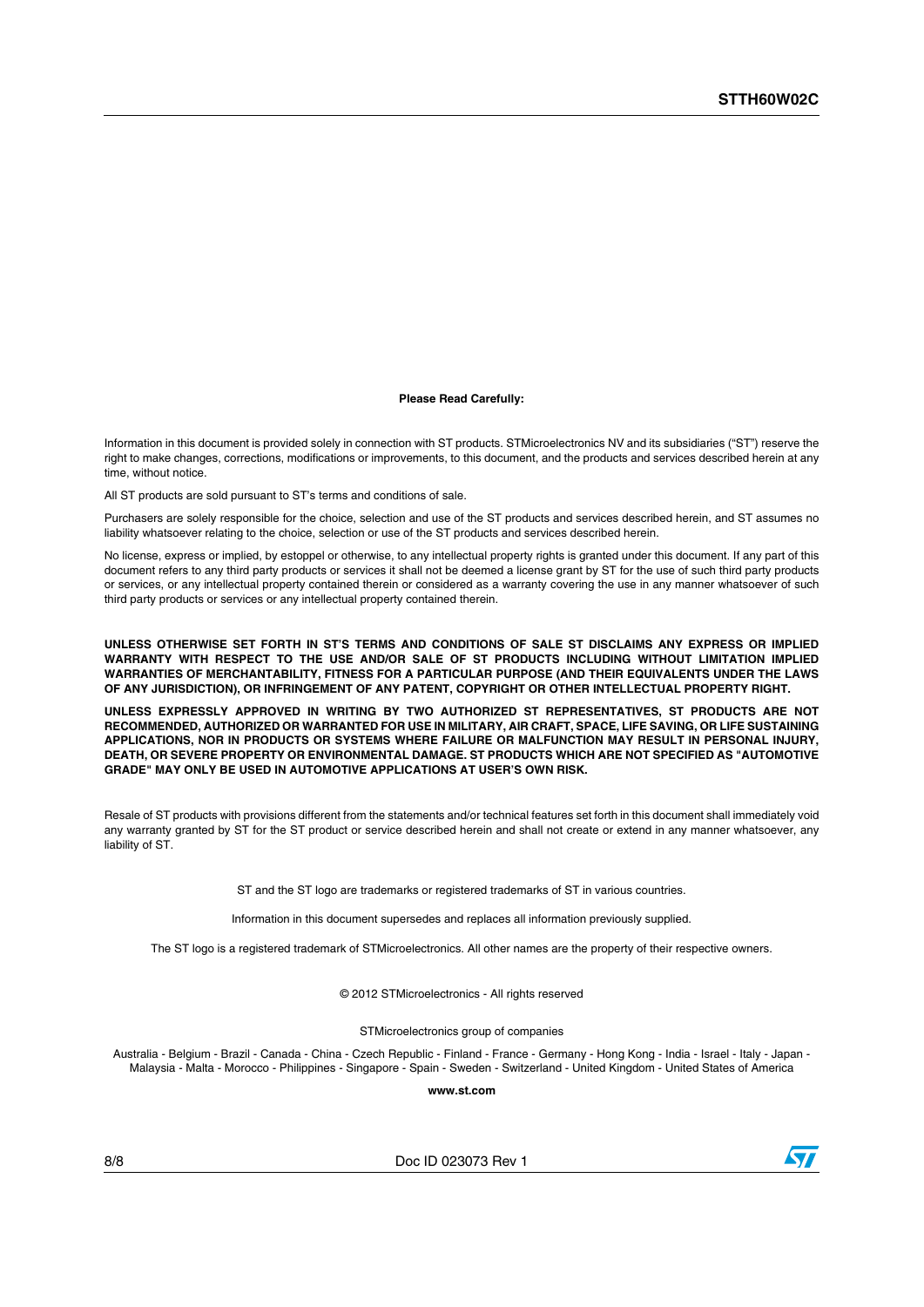**Please Read Carefully:**

Information in this document is provided solely in connection with ST products. STMicroelectronics NV and its subsidiaries ("ST") reserve the right to make changes, corrections, modifications or improvements, to this document, and the products and services described herein at any time, without notice.

All ST products are sold pursuant to ST's terms and conditions of sale.

Purchasers are solely responsible for the choice, selection and use of the ST products and services described herein, and ST assumes no liability whatsoever relating to the choice, selection or use of the ST products and services described herein.

No license, express or implied, by estoppel or otherwise, to any intellectual property rights is granted under this document. If any part of this document refers to any third party products or services it shall not be deemed a license grant by ST for the use of such third party products or services, or any intellectual property contained therein or considered as a warranty covering the use in any manner whatsoever of such third party products or services or any intellectual property contained therein.

**UNLESS OTHERWISE SET FORTH IN ST'S TERMS AND CONDITIONS OF SALE ST DISCLAIMS ANY EXPRESS OR IMPLIED WARRANTY WITH RESPECT TO THE USE AND/OR SALE OF ST PRODUCTS INCLUDING WITHOUT LIMITATION IMPLIED WARRANTIES OF MERCHANTABILITY, FITNESS FOR A PARTICULAR PURPOSE (AND THEIR EQUIVALENTS UNDER THE LAWS OF ANY JURISDICTION), OR INFRINGEMENT OF ANY PATENT, COPYRIGHT OR OTHER INTELLECTUAL PROPERTY RIGHT.**

**UNLESS EXPRESSLY APPROVED IN WRITING BY TWO AUTHORIZED ST REPRESENTATIVES, ST PRODUCTS ARE NOT RECOMMENDED, AUTHORIZED OR WARRANTED FOR USE IN MILITARY, AIR CRAFT, SPACE, LIFE SAVING, OR LIFE SUSTAINING APPLICATIONS, NOR IN PRODUCTS OR SYSTEMS WHERE FAILURE OR MALFUNCTION MAY RESULT IN PERSONAL INJURY, DEATH, OR SEVERE PROPERTY OR ENVIRONMENTAL DAMAGE. ST PRODUCTS WHICH ARE NOT SPECIFIED AS "AUTOMOTIVE GRADE" MAY ONLY BE USED IN AUTOMOTIVE APPLICATIONS AT USER'S OWN RISK.**

Resale of ST products with provisions different from the statements and/or technical features set forth in this document shall immediately void any warranty granted by ST for the ST product or service described herein and shall not create or extend in any manner whatsoever, any liability of ST.

ST and the ST logo are trademarks or registered trademarks of ST in various countries.

Information in this document supersedes and replaces all information previously supplied.

The ST logo is a registered trademark of STMicroelectronics. All other names are the property of their respective owners.

© 2012 STMicroelectronics - All rights reserved

STMicroelectronics group of companies

Australia - Belgium - Brazil - Canada - China - Czech Republic - Finland - France - Germany - Hong Kong - India - Israel - Italy - Japan - Malaysia - Malta - Morocco - Philippines - Singapore - Spain - Sweden - Switzerland - United Kingdom - United States of America

**www.st.com**